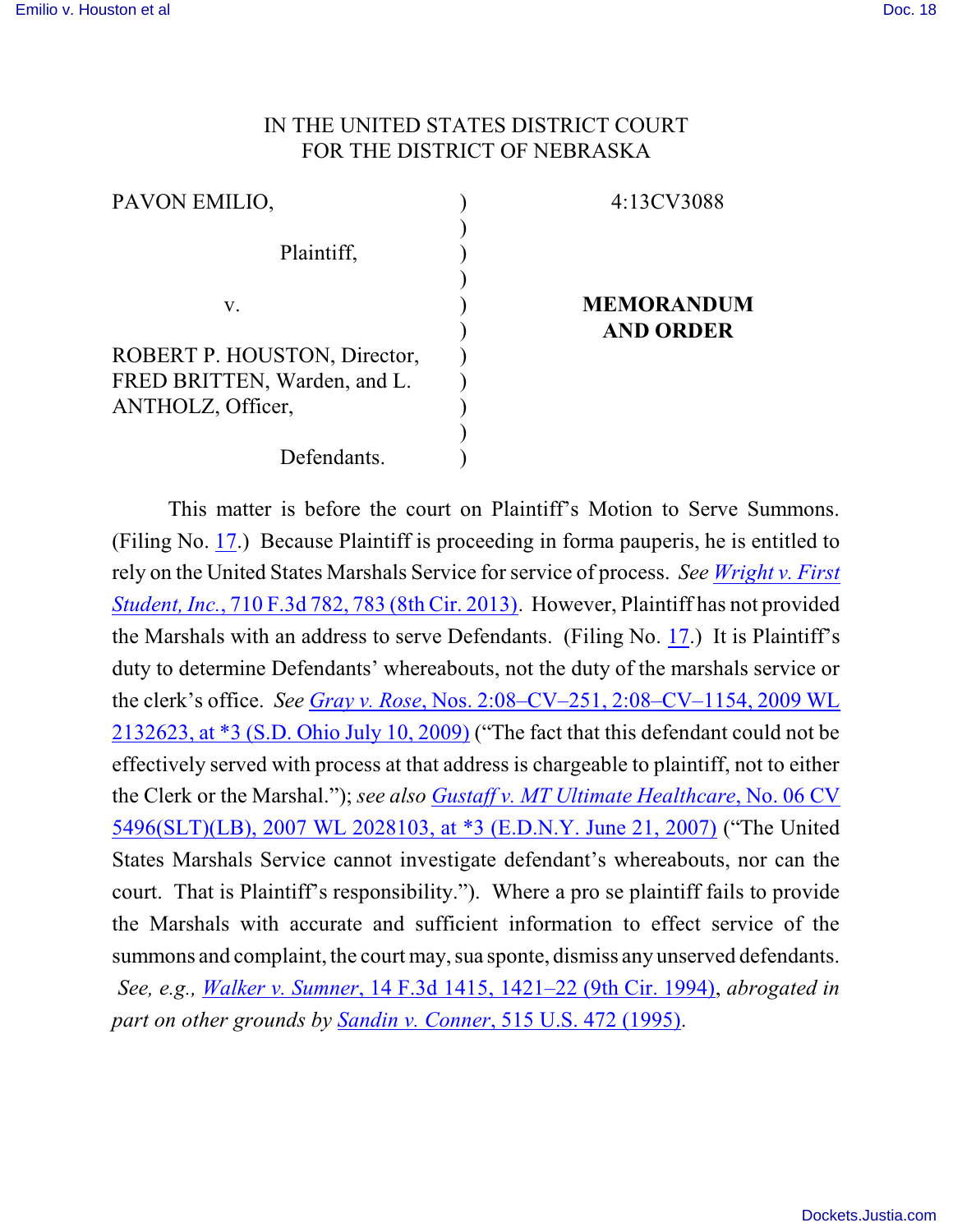IN THE UNITED STATES DISTRICT COURT
FOR THE DISTRICT OF NEBRASKA

| | | |
|---|---|---|
| PAVON EMILIO, | ) | 4:13CV3088 |
| Plaintiff, | ) | |
| v. | ) | **MEMORANDUM AND ORDER** |
| ROBERT P. HOUSTON, Director, FRED BRITTEN, Warden, and L. ANTHOLZ, Officer, | ) | |
| Defendants. | ) | |

This matter is before the court on Plaintiff's Motion to Serve Summons. (Filing No. 17.) Because Plaintiff is proceeding in forma pauperis, he is entitled to rely on the United States Marshals Service for service of process. *See Wright v. First Student, Inc.*, 710 F.3d 782, 783 (8th Cir. 2013). However, Plaintiff has not provided the Marshals with an address to serve Defendants. (Filing No. 17.) It is Plaintiff's duty to determine Defendants' whereabouts, not the duty of the marshals service or the clerk's office. *See Gray v. Rose*, Nos. 2:08–CV–251, 2:08–CV–1154, 2009 WL 2132623, at *3 (S.D. Ohio July 10, 2009) ("The fact that this defendant could not be effectively served with process at that address is chargeable to plaintiff, not to either the Clerk or the Marshal."); *see also Gustaff v. MT Ultimate Healthcare*, No. 06 CV 5496(SLT)(LB), 2007 WL 2028103, at *3 (E.D.N.Y. June 21, 2007) ("The United States Marshals Service cannot investigate defendant's whereabouts, nor can the court. That is Plaintiff's responsibility."). Where a pro se plaintiff fails to provide the Marshals with accurate and sufficient information to effect service of the summons and complaint, the court may, sua sponte, dismiss any unserved defendants. *See, e.g., Walker v. Sumner*, 14 F.3d 1415, 1421–22 (9th Cir. 1994), *abrogated in part on other grounds by Sandin v. Conner*, 515 U.S. 472 (1995).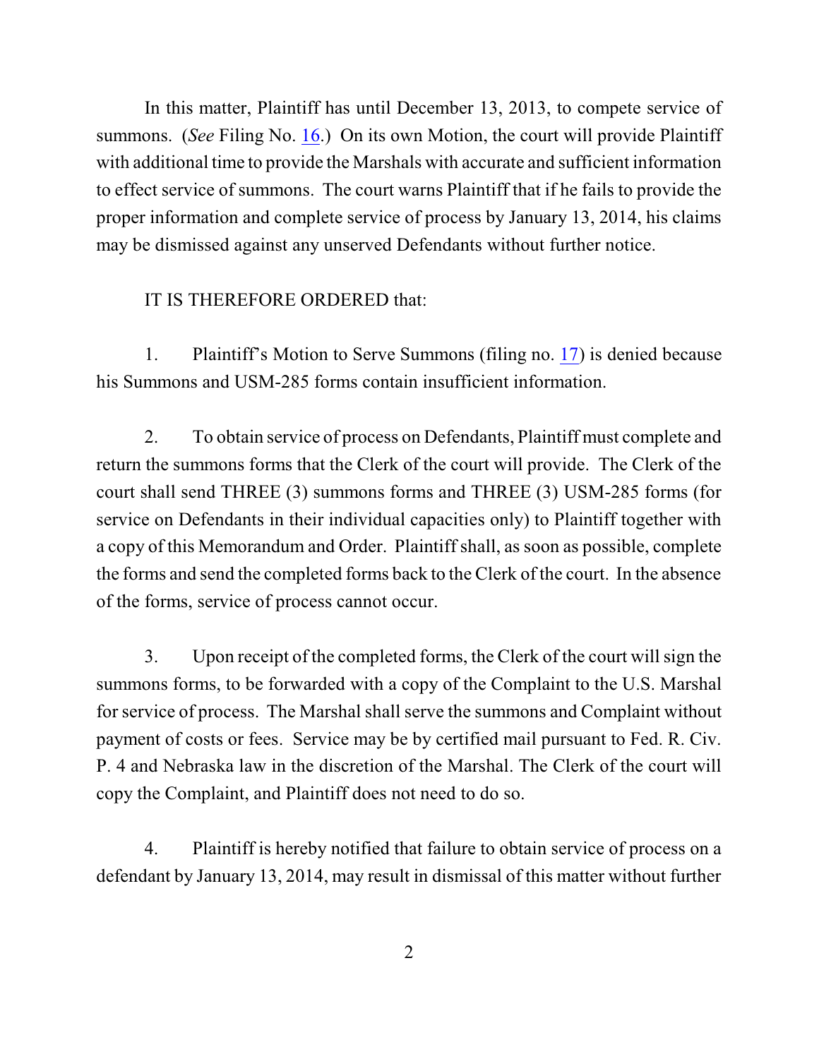In this matter, Plaintiff has until December 13, 2013, to compete service of summons. (*See* Filing No. 16.) On its own Motion, the court will provide Plaintiff with additional time to provide the Marshals with accurate and sufficient information to effect service of summons. The court warns Plaintiff that if he fails to provide the proper information and complete service of process by January 13, 2014, his claims may be dismissed against any unserved Defendants without further notice.

IT IS THEREFORE ORDERED that:

1. Plaintiff's Motion to Serve Summons (filing no. 17) is denied because his Summons and USM-285 forms contain insufficient information.

2. To obtain service of process on Defendants, Plaintiff must complete and return the summons forms that the Clerk of the court will provide. The Clerk of the court shall send THREE (3) summons forms and THREE (3) USM-285 forms (for service on Defendants in their individual capacities only) to Plaintiff together with a copy of this Memorandum and Order. Plaintiff shall, as soon as possible, complete the forms and send the completed forms back to the Clerk of the court. In the absence of the forms, service of process cannot occur.

3. Upon receipt of the completed forms, the Clerk of the court will sign the summons forms, to be forwarded with a copy of the Complaint to the U.S. Marshal for service of process. The Marshal shall serve the summons and Complaint without payment of costs or fees. Service may be by certified mail pursuant to Fed. R. Civ. P. 4 and Nebraska law in the discretion of the Marshal. The Clerk of the court will copy the Complaint, and Plaintiff does not need to do so.

4. Plaintiff is hereby notified that failure to obtain service of process on a defendant by January 13, 2014, may result in dismissal of this matter without further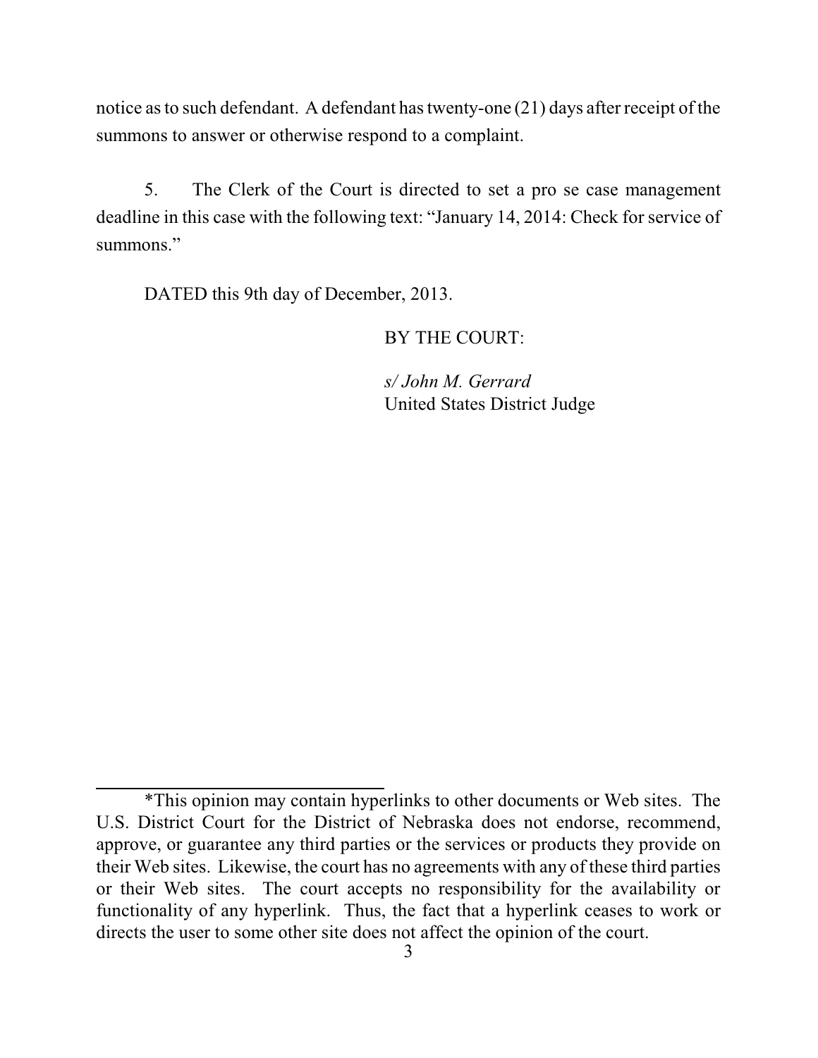notice as to such defendant. A defendant has twenty-one (21) days after receipt of the summons to answer or otherwise respond to a complaint.

5. The Clerk of the Court is directed to set a pro se case management deadline in this case with the following text: "January 14, 2014: Check for service of summons."

DATED this 9th day of December, 2013.

BY THE COURT:

*s/ John M. Gerrard*
United States District Judge

---

*This opinion may contain hyperlinks to other documents or Web sites. The U.S. District Court for the District of Nebraska does not endorse, recommend, approve, or guarantee any third parties or the services or products they provide on their Web sites. Likewise, the court has no agreements with any of these third parties or their Web sites. The court accepts no responsibility for the availability or functionality of any hyperlink. Thus, the fact that a hyperlink ceases to work or directs the user to some other site does not affect the opinion of the court.